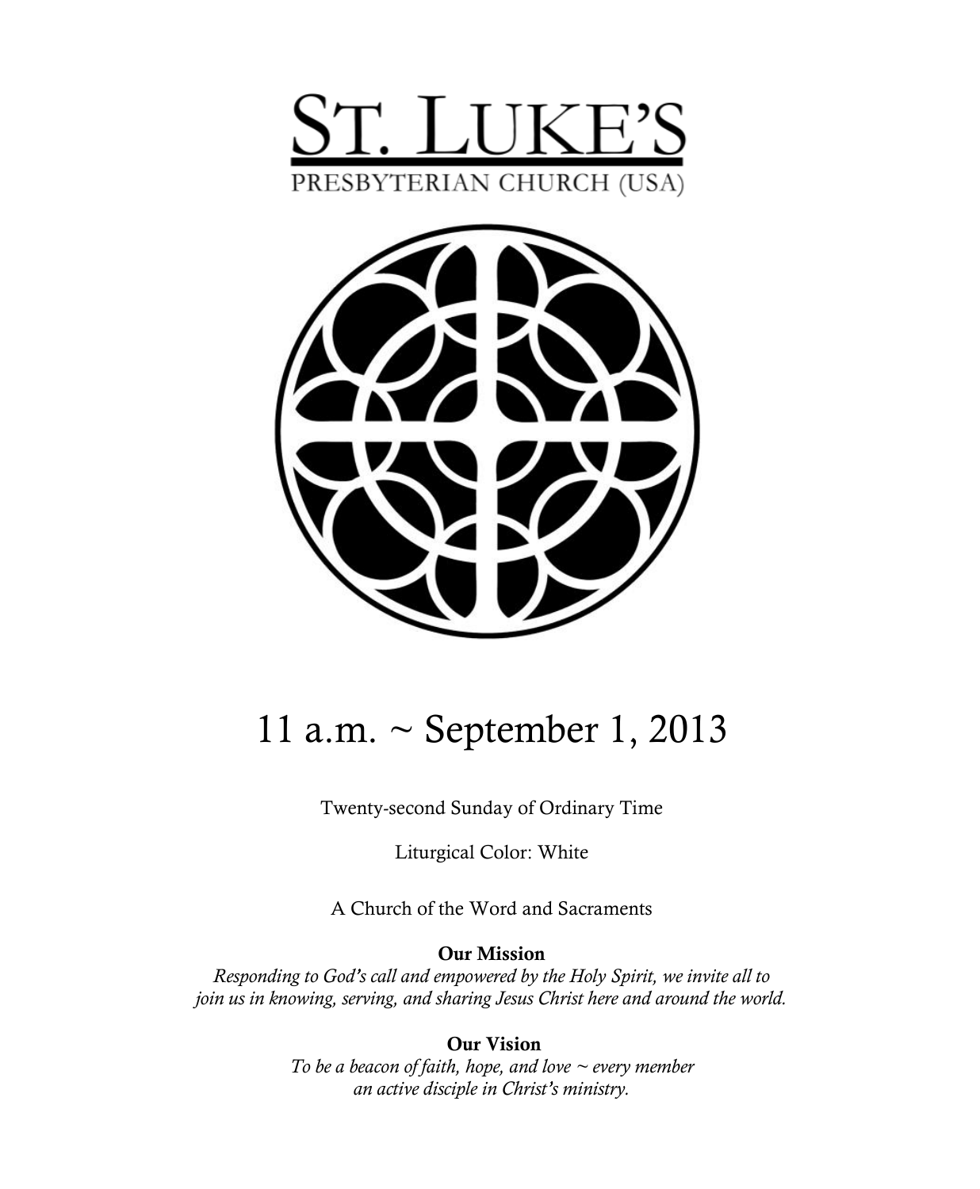# ST. LUKE'S

PRESBYTERIAN CHURCH (USA)

## 11 a.m. ~ September 1, 2013

Twenty-second Sunday of Ordinary Time

Liturgical Color: White

A Church of the Word and Sacraments

**Our Mission**

*Responding to God's call and empowered by the Holy Spirit, we invite all to join us in knowing, serving, and sharing Jesus Christ here and around the world.*

**Our Vision**

*To be a beacon of faith, hope, and love ~ every member an active disciple in Christ's ministry.*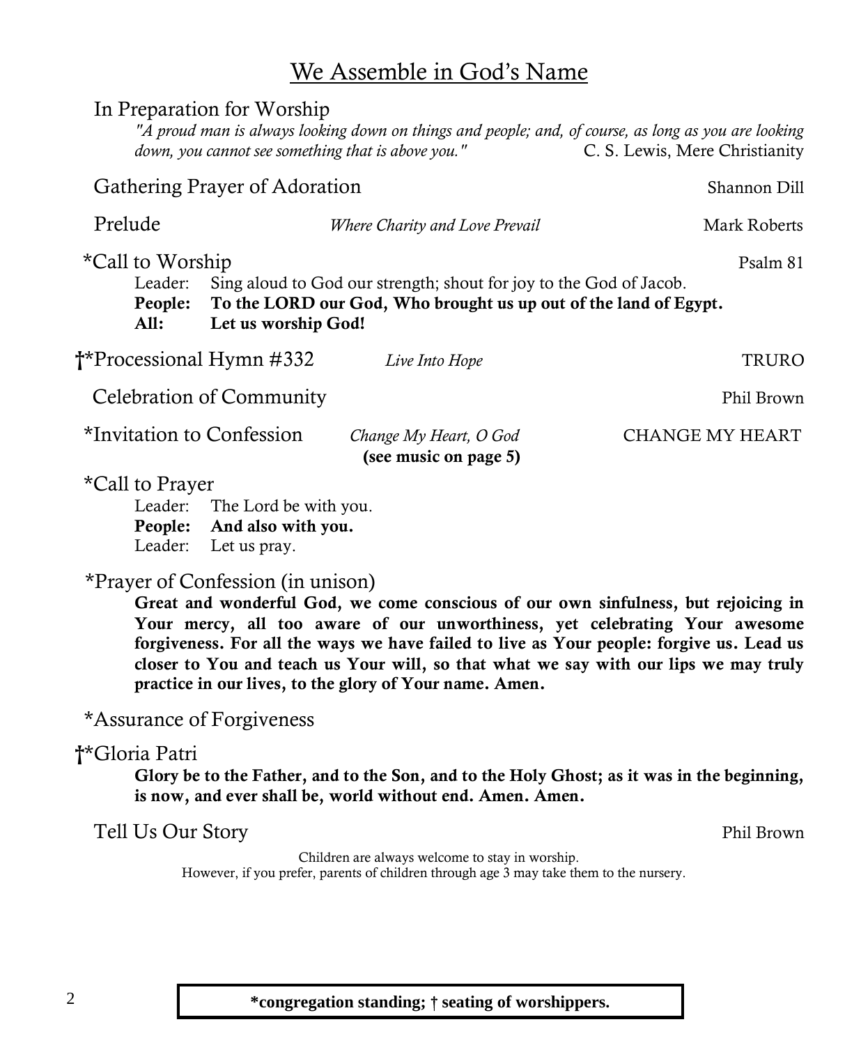## We Assemble in God's Name

In Preparation for Worship

*"A proud man is always looking down on things and people; and, of course, as long as you are looking down, you cannot see something that is above you."* C. S. Lewis, Mere Christianity

Gathering Prayer of Adoration — Shannon Dill

Prelude — *Where Charity and Love Prevail* — Mark Roberts

*Call to Worship — Psalm 81

Leader: Sing aloud to God our strength; shout for joy to the God of Jacob.
**People: To the LORD our God, Who brought us up out of the land of Egypt.**
**All: Let us worship God!**

†*Processional Hymn #332 — *Live Into Hope* — TRURO

Celebration of Community — Phil Brown

*Invitation to Confession — *Change My Heart, O God* — CHANGE MY HEART
**(see music on page 5)**

*Call to Prayer

Leader: The Lord be with you.
**People: And also with you.**
Leader: Let us pray.

*Prayer of Confession (in unison)

**Great and wonderful God, we come conscious of our own sinfulness, but rejoicing in Your mercy, all too aware of our unworthiness, yet celebrating Your awesome forgiveness. For all the ways we have failed to live as Your people: forgive us. Lead us closer to You and teach us Your will, so that what we say with our lips we may truly practice in our lives, to the glory of Your name. Amen.**

*Assurance of Forgiveness

†*Gloria Patri

**Glory be to the Father, and to the Son, and to the Holy Ghost; as it was in the beginning, is now, and ever shall be, world without end. Amen. Amen.**

Tell Us Our Story — Phil Brown

Children are always welcome to stay in worship.
However, if you prefer, parents of children through age 3 may take them to the nursery.

**\*congregation standing; † seating of worshippers.**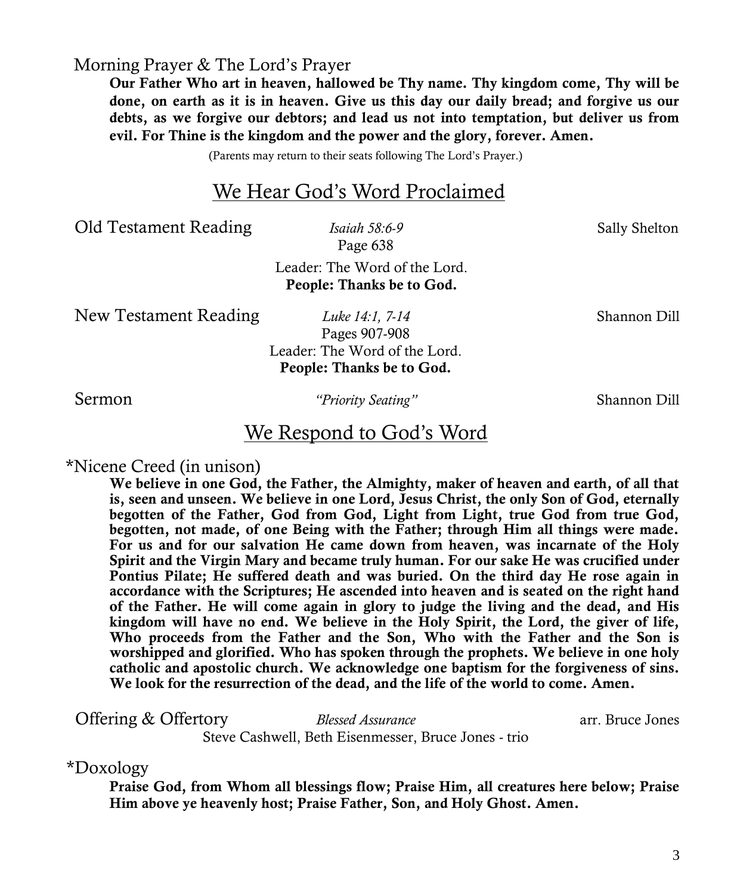Morning Prayer & The Lord's Prayer

**Our Father Who art in heaven, hallowed be Thy name. Thy kingdom come, Thy will be done, on earth as it is in heaven. Give us this day our daily bread; and forgive us our debts, as we forgive our debtors; and lead us not into temptation, but deliver us from evil. For Thine is the kingdom and the power and the glory, forever. Amen.**

(Parents may return to their seats following The Lord's Prayer.)

## We Hear God's Word Proclaimed

Old Testament Reading — *Isaiah 58:6-9* — Sally Shelton
Page 638

Leader: The Word of the Lord.
**People: Thanks be to God.**

New Testament Reading — *Luke 14:1, 7-14* — Shannon Dill
Pages 907-908

Leader: The Word of the Lord.
**People: Thanks be to God.**

Sermon — *"Priority Seating"* — Shannon Dill

## We Respond to God's Word

*Nicene Creed (in unison)

**We believe in one God, the Father, the Almighty, maker of heaven and earth, of all that is, seen and unseen. We believe in one Lord, Jesus Christ, the only Son of God, eternally begotten of the Father, God from God, Light from Light, true God from true God, begotten, not made, of one Being with the Father; through Him all things were made. For us and for our salvation He came down from heaven, was incarnate of the Holy Spirit and the Virgin Mary and became truly human. For our sake He was crucified under Pontius Pilate; He suffered death and was buried. On the third day He rose again in accordance with the Scriptures; He ascended into heaven and is seated on the right hand of the Father. He will come again in glory to judge the living and the dead, and His kingdom will have no end. We believe in the Holy Spirit, the Lord, the giver of life, Who proceeds from the Father and the Son, Who with the Father and the Son is worshipped and glorified. Who has spoken through the prophets. We believe in one holy catholic and apostolic church. We acknowledge one baptism for the forgiveness of sins. We look for the resurrection of the dead, and the life of the world to come. Amen.**

Offering & Offertory — *Blessed Assurance* — arr. Bruce Jones
Steve Cashwell, Beth Eisenmesser, Bruce Jones - trio

*Doxology

**Praise God, from Whom all blessings flow; Praise Him, all creatures here below; Praise Him above ye heavenly host; Praise Father, Son, and Holy Ghost. Amen.**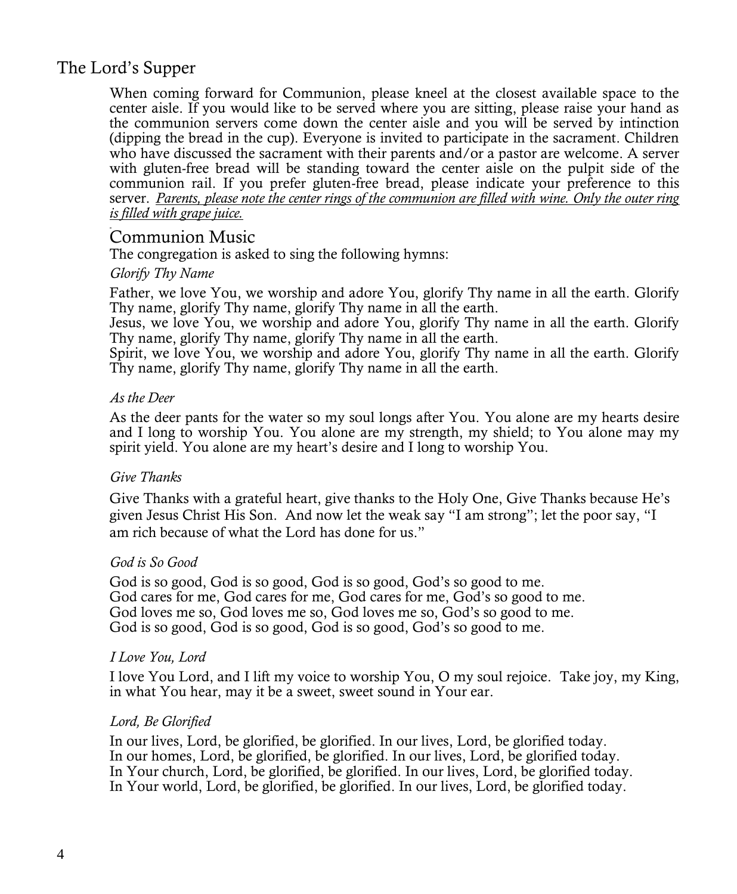## The Lord's Supper

When coming forward for Communion, please kneel at the closest available space to the center aisle. If you would like to be served where you are sitting, please raise your hand as the communion servers come down the center aisle and you will be served by intinction (dipping the bread in the cup). Everyone is invited to participate in the sacrament. Children who have discussed the sacrament with their parents and/or a pastor are welcome. A server with gluten-free bread will be standing toward the center aisle on the pulpit side of the communion rail. If you prefer gluten-free bread, please indicate your preference to this server. *Parents, please note the center rings of the communion are filled with wine. Only the outer ring is filled with grape juice.*

## Communion Music

The congregation is asked to sing the following hymns:

*Glorify Thy Name*

Father, we love You, we worship and adore You, glorify Thy name in all the earth. Glorify Thy name, glorify Thy name, glorify Thy name in all the earth.
Jesus, we love You, we worship and adore You, glorify Thy name in all the earth. Glorify Thy name, glorify Thy name, glorify Thy name in all the earth.
Spirit, we love You, we worship and adore You, glorify Thy name in all the earth. Glorify Thy name, glorify Thy name, glorify Thy name in all the earth.

*As the Deer*

As the deer pants for the water so my soul longs after You. You alone are my hearts desire and I long to worship You. You alone are my strength, my shield; to You alone may my spirit yield. You alone are my heart's desire and I long to worship You.

*Give Thanks*

Give Thanks with a grateful heart, give thanks to the Holy One, Give Thanks because He's given Jesus Christ His Son. And now let the weak say "I am strong"; let the poor say, "I am rich because of what the Lord has done for us."

*God is So Good*

God is so good, God is so good, God is so good, God's so good to me.
God cares for me, God cares for me, God cares for me, God's so good to me.
God loves me so, God loves me so, God loves me so, God's so good to me.
God is so good, God is so good, God is so good, God's so good to me.

*I Love You, Lord*

I love You Lord, and I lift my voice to worship You, O my soul rejoice. Take joy, my King, in what You hear, may it be a sweet, sweet sound in Your ear.

*Lord, Be Glorified*

In our lives, Lord, be glorified, be glorified. In our lives, Lord, be glorified today.
In our homes, Lord, be glorified, be glorified. In our lives, Lord, be glorified today.
In Your church, Lord, be glorified, be glorified. In our lives, Lord, be glorified today.
In Your world, Lord, be glorified, be glorified. In our lives, Lord, be glorified today.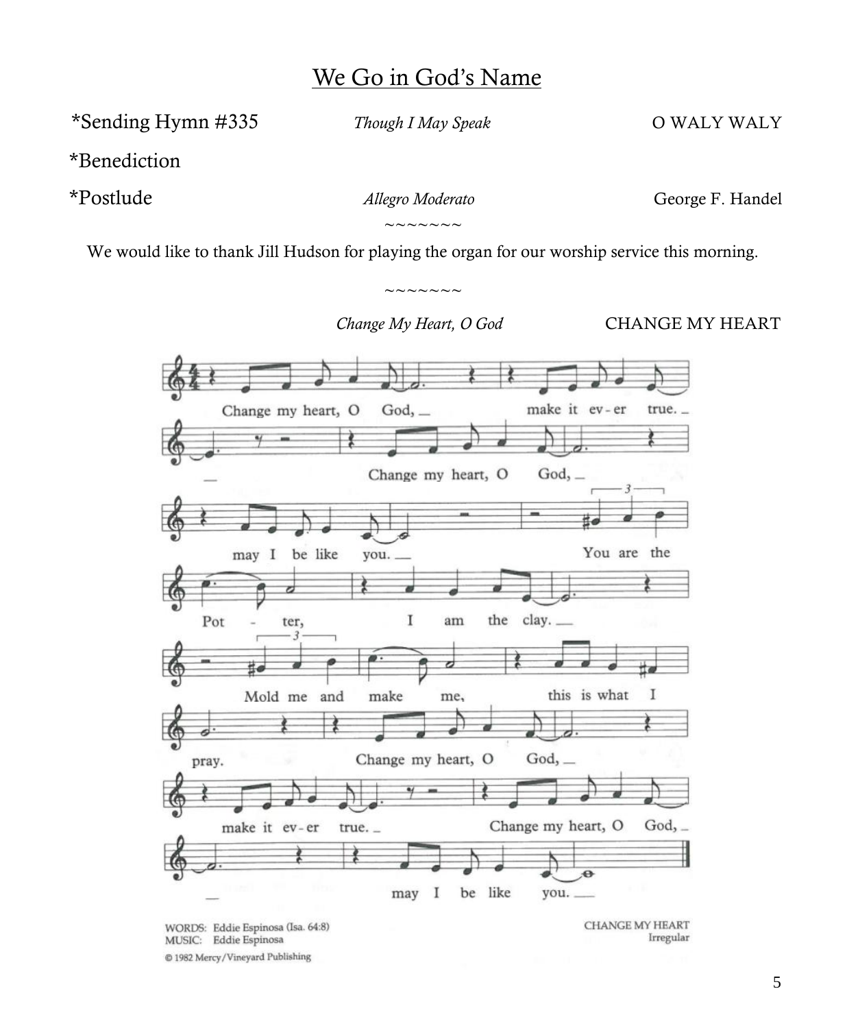## We Go in God's Name

*Sending Hymn #335 &nbsp;&nbsp;&nbsp;&nbsp; *Though I May Speak* &nbsp;&nbsp;&nbsp;&nbsp; O WALY WALY

*Benediction

*Postlude &nbsp;&nbsp;&nbsp;&nbsp; *Allegro Moderato* &nbsp;&nbsp;&nbsp;&nbsp; George F. Handel

~~~~~~~

We would like to thank Jill Hudson for playing the organ for our worship service this morning.

~~~~~~~

*Change My Heart, O God* &nbsp;&nbsp;&nbsp;&nbsp; CHANGE MY HEART

Change my heart, O God, make it ever true.
Change my heart, O God, may I be like you.
You are the Potter, I am the clay.
Mold me and make me, this is what I pray.
Change my heart, O God, make it ever true.
Change my heart, O God, may I be like you.

WORDS: Eddie Espinosa (Isa. 64:8)
MUSIC: Eddie Espinosa
© 1982 Mercy/Vineyard Publishing

CHANGE MY HEART
Irregular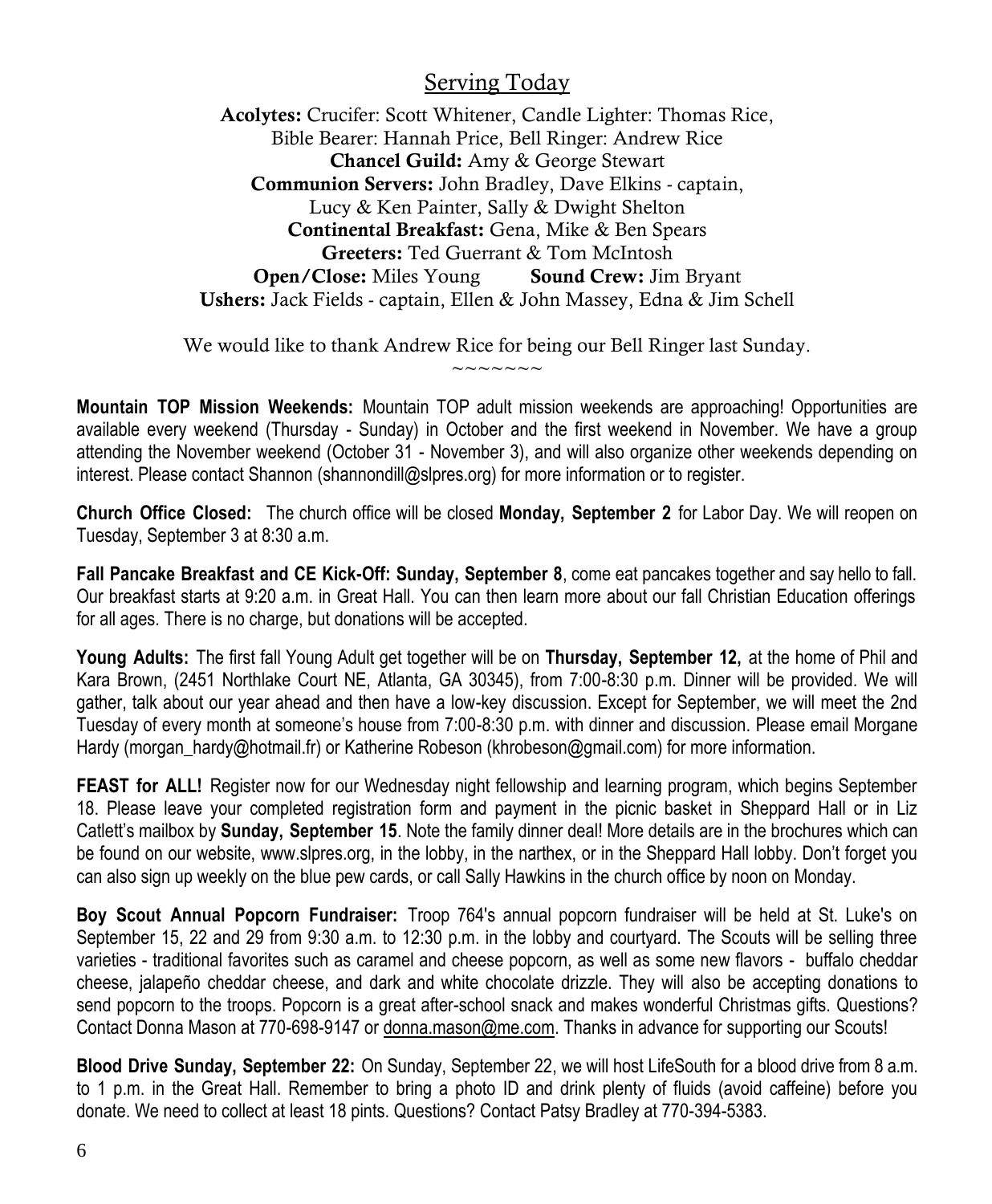## Serving Today

**Acolytes:** Crucifer: Scott Whitener, Candle Lighter: Thomas Rice, Bible Bearer: Hannah Price, Bell Ringer: Andrew Rice
**Chancel Guild:** Amy & George Stewart
**Communion Servers:** John Bradley, Dave Elkins - captain, Lucy & Ken Painter, Sally & Dwight Shelton
**Continental Breakfast:** Gena, Mike & Ben Spears
**Greeters:** Ted Guerrant & Tom McIntosh
**Open/Close:** Miles Young **Sound Crew:** Jim Bryant
**Ushers:** Jack Fields - captain, Ellen & John Massey, Edna & Jim Schell

We would like to thank Andrew Rice for being our Bell Ringer last Sunday.

~~~~~~~

**Mountain TOP Mission Weekends:** Mountain TOP adult mission weekends are approaching! Opportunities are available every weekend (Thursday - Sunday) in October and the first weekend in November. We have a group attending the November weekend (October 31 - November 3), and will also organize other weekends depending on interest. Please contact Shannon (shannondill@slpres.org) for more information or to register.

**Church Office Closed:** The church office will be closed **Monday, September 2** for Labor Day. We will reopen on Tuesday, September 3 at 8:30 a.m.

**Fall Pancake Breakfast and CE Kick-Off: Sunday, September 8**, come eat pancakes together and say hello to fall. Our breakfast starts at 9:20 a.m. in Great Hall. You can then learn more about our fall Christian Education offerings for all ages. There is no charge, but donations will be accepted.

**Young Adults:** The first fall Young Adult get together will be on **Thursday, September 12,** at the home of Phil and Kara Brown, (2451 Northlake Court NE, Atlanta, GA 30345), from 7:00-8:30 p.m. Dinner will be provided. We will gather, talk about our year ahead and then have a low-key discussion. Except for September, we will meet the 2nd Tuesday of every month at someone's house from 7:00-8:30 p.m. with dinner and discussion. Please email Morgane Hardy (morgan_hardy@hotmail.fr) or Katherine Robeson (khrobeson@gmail.com) for more information.

**FEAST for ALL!** Register now for our Wednesday night fellowship and learning program, which begins September 18. Please leave your completed registration form and payment in the picnic basket in Sheppard Hall or in Liz Catlett's mailbox by **Sunday, September 15**. Note the family dinner deal! More details are in the brochures which can be found on our website, www.slpres.org, in the lobby, in the narthex, or in the Sheppard Hall lobby. Don't forget you can also sign up weekly on the blue pew cards, or call Sally Hawkins in the church office by noon on Monday.

**Boy Scout Annual Popcorn Fundraiser:** Troop 764's annual popcorn fundraiser will be held at St. Luke's on September 15, 22 and 29 from 9:30 a.m. to 12:30 p.m. in the lobby and courtyard. The Scouts will be selling three varieties - traditional favorites such as caramel and cheese popcorn, as well as some new flavors - buffalo cheddar cheese, jalapeño cheddar cheese, and dark and white chocolate drizzle. They will also be accepting donations to send popcorn to the troops. Popcorn is a great after-school snack and makes wonderful Christmas gifts. Questions? Contact Donna Mason at 770-698-9147 or donna.mason@me.com. Thanks in advance for supporting our Scouts!

**Blood Drive Sunday, September 22:** On Sunday, September 22, we will host LifeSouth for a blood drive from 8 a.m. to 1 p.m. in the Great Hall. Remember to bring a photo ID and drink plenty of fluids (avoid caffeine) before you donate. We need to collect at least 18 pints. Questions? Contact Patsy Bradley at 770-394-5383.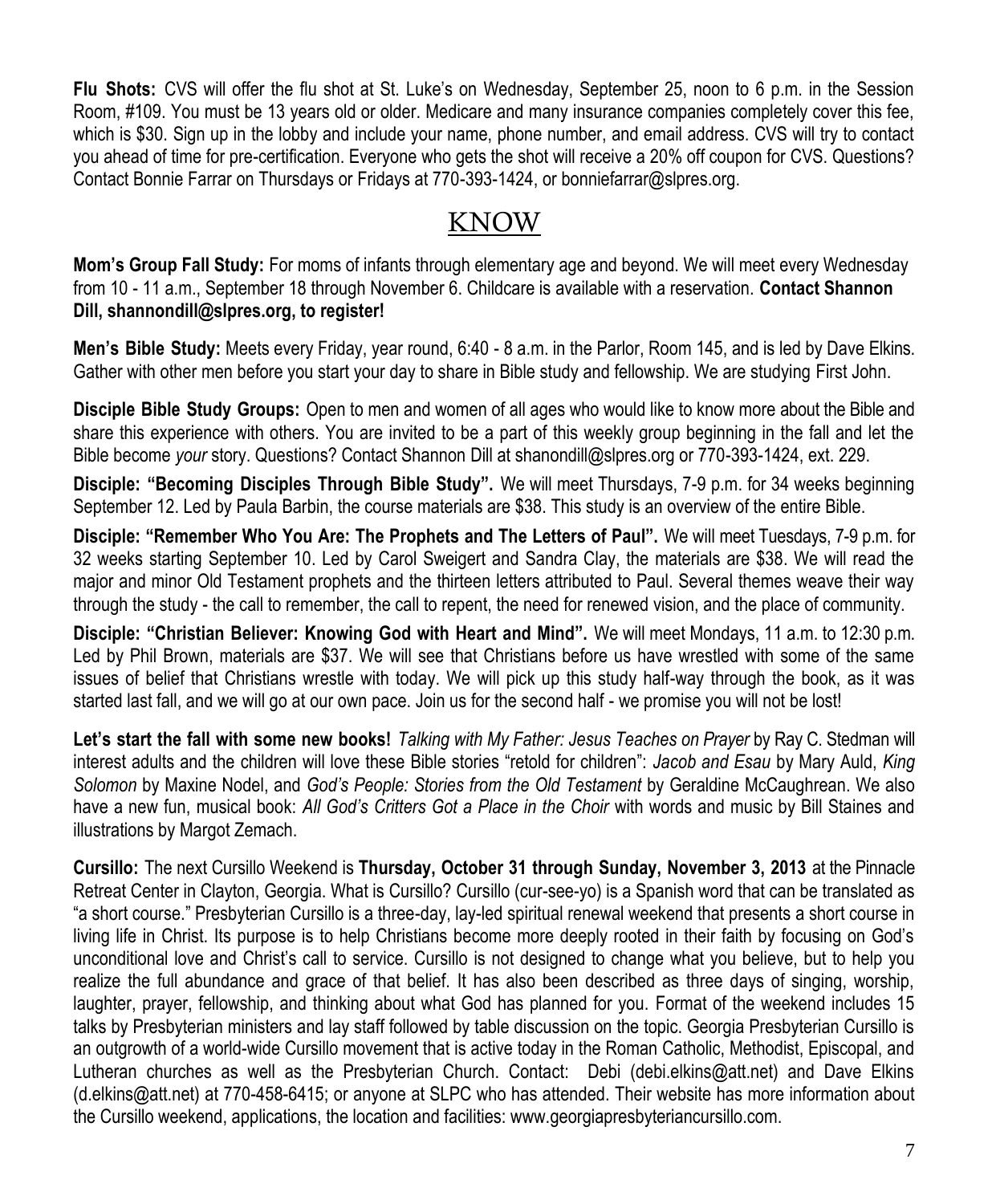**Flu Shots:** CVS will offer the flu shot at St. Luke's on Wednesday, September 25, noon to 6 p.m. in the Session Room, #109. You must be 13 years old or older. Medicare and many insurance companies completely cover this fee, which is $30. Sign up in the lobby and include your name, phone number, and email address. CVS will try to contact you ahead of time for pre-certification. Everyone who gets the shot will receive a 20% off coupon for CVS. Questions? Contact Bonnie Farrar on Thursdays or Fridays at 770-393-1424, or bonniefarrar@slpres.org.

## KNOW

**Mom's Group Fall Study:** For moms of infants through elementary age and beyond. We will meet every Wednesday from 10 - 11 a.m., September 18 through November 6. Childcare is available with a reservation. **Contact Shannon Dill, shannondill@slpres.org, to register!**

**Men's Bible Study:** Meets every Friday, year round, 6:40 - 8 a.m. in the Parlor, Room 145, and is led by Dave Elkins. Gather with other men before you start your day to share in Bible study and fellowship. We are studying First John.

**Disciple Bible Study Groups:** Open to men and women of all ages who would like to know more about the Bible and share this experience with others. You are invited to be a part of this weekly group beginning in the fall and let the Bible become *your* story. Questions? Contact Shannon Dill at shanondill@slpres.org or 770-393-1424, ext. 229.

**Disciple: "Becoming Disciples Through Bible Study".** We will meet Thursdays, 7-9 p.m. for 34 weeks beginning September 12. Led by Paula Barbin, the course materials are $38. This study is an overview of the entire Bible.

**Disciple: "Remember Who You Are: The Prophets and The Letters of Paul".** We will meet Tuesdays, 7-9 p.m. for 32 weeks starting September 10. Led by Carol Sweigert and Sandra Clay, the materials are $38. We will read the major and minor Old Testament prophets and the thirteen letters attributed to Paul. Several themes weave their way through the study - the call to remember, the call to repent, the need for renewed vision, and the place of community.

**Disciple: "Christian Believer: Knowing God with Heart and Mind".** We will meet Mondays, 11 a.m. to 12:30 p.m. Led by Phil Brown, materials are $37. We will see that Christians before us have wrestled with some of the same issues of belief that Christians wrestle with today. We will pick up this study half-way through the book, as it was started last fall, and we will go at our own pace. Join us for the second half - we promise you will not be lost!

**Let's start the fall with some new books!** *Talking with My Father: Jesus Teaches on Prayer* by Ray C. Stedman will interest adults and the children will love these Bible stories "retold for children": *Jacob and Esau* by Mary Auld, *King Solomon* by Maxine Nodel, and *God's People: Stories from the Old Testament* by Geraldine McCaughrean. We also have a new fun, musical book: *All God's Critters Got a Place in the Choir* with words and music by Bill Staines and illustrations by Margot Zemach.

**Cursillo:** The next Cursillo Weekend is **Thursday, October 31 through Sunday, November 3, 2013** at the Pinnacle Retreat Center in Clayton, Georgia. What is Cursillo? Cursillo (cur-see-yo) is a Spanish word that can be translated as "a short course." Presbyterian Cursillo is a three-day, lay-led spiritual renewal weekend that presents a short course in living life in Christ. Its purpose is to help Christians become more deeply rooted in their faith by focusing on God's unconditional love and Christ's call to service. Cursillo is not designed to change what you believe, but to help you realize the full abundance and grace of that belief. It has also been described as three days of singing, worship, laughter, prayer, fellowship, and thinking about what God has planned for you. Format of the weekend includes 15 talks by Presbyterian ministers and lay staff followed by table discussion on the topic. Georgia Presbyterian Cursillo is an outgrowth of a world-wide Cursillo movement that is active today in the Roman Catholic, Methodist, Episcopal, and Lutheran churches as well as the Presbyterian Church. Contact: Debi (debi.elkins@att.net) and Dave Elkins (d.elkins@att.net) at 770-458-6415; or anyone at SLPC who has attended. Their website has more information about the Cursillo weekend, applications, the location and facilities: www.georgiapresbyteriancursillo.com.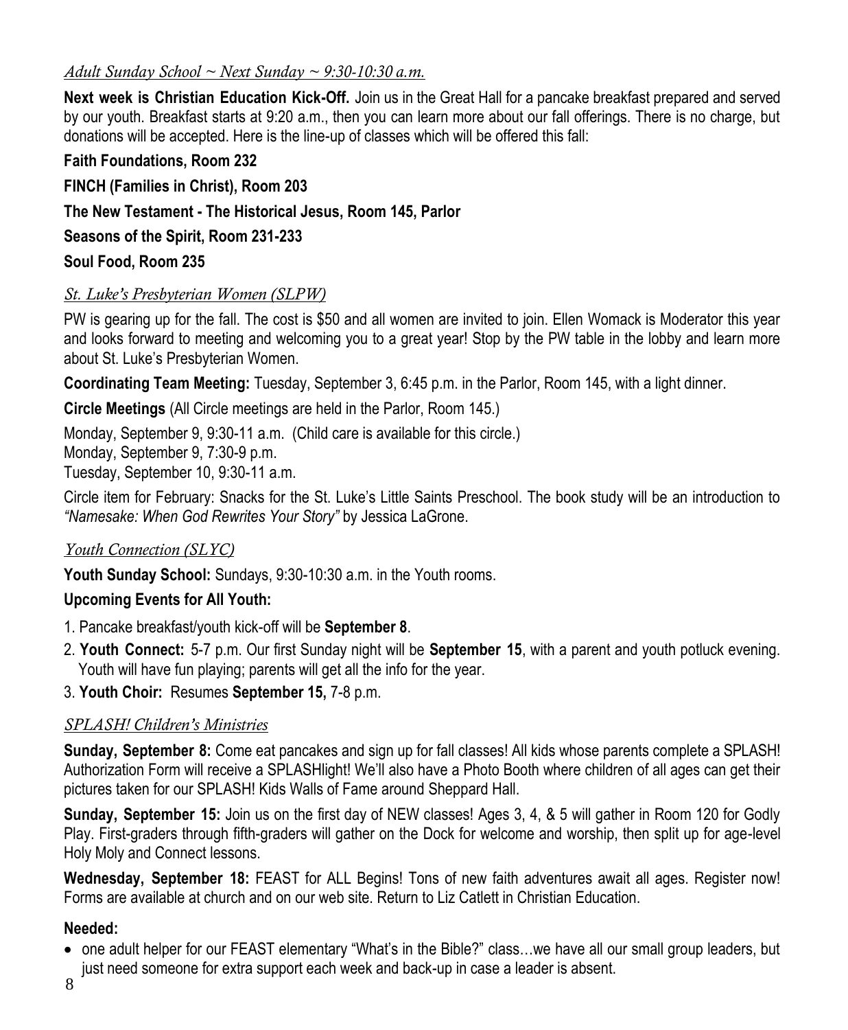*Adult Sunday School ~ Next Sunday ~ 9:30-10:30 a.m.*

**Next week is Christian Education Kick-Off.** Join us in the Great Hall for a pancake breakfast prepared and served by our youth. Breakfast starts at 9:20 a.m., then you can learn more about our fall offerings. There is no charge, but donations will be accepted. Here is the line-up of classes which will be offered this fall:

**Faith Foundations, Room 232**

**FINCH (Families in Christ), Room 203**

**The New Testament - The Historical Jesus, Room 145, Parlor**

**Seasons of the Spirit, Room 231-233**

**Soul Food, Room 235**

*St. Luke's Presbyterian Women (SLPW)*

PW is gearing up for the fall. The cost is $50 and all women are invited to join. Ellen Womack is Moderator this year and looks forward to meeting and welcoming you to a great year! Stop by the PW table in the lobby and learn more about St. Luke's Presbyterian Women.

**Coordinating Team Meeting:** Tuesday, September 3, 6:45 p.m. in the Parlor, Room 145, with a light dinner.

**Circle Meetings** (All Circle meetings are held in the Parlor, Room 145.)

Monday, September 9, 9:30-11 a.m. (Child care is available for this circle.)
Monday, September 9, 7:30-9 p.m.
Tuesday, September 10, 9:30-11 a.m.

Circle item for February: Snacks for the St. Luke's Little Saints Preschool. The book study will be an introduction to *"Namesake: When God Rewrites Your Story"* by Jessica LaGrone.

*Youth Connection (SLYC)*

**Youth Sunday School:** Sundays, 9:30-10:30 a.m. in the Youth rooms.

**Upcoming Events for All Youth:**

1. Pancake breakfast/youth kick-off will be **September 8**.
2. **Youth Connect:** 5-7 p.m. Our first Sunday night will be **September 15**, with a parent and youth potluck evening. Youth will have fun playing; parents will get all the info for the year.
3. **Youth Choir:** Resumes **September 15,** 7-8 p.m.

*SPLASH! Children's Ministries*

**Sunday, September 8:** Come eat pancakes and sign up for fall classes! All kids whose parents complete a SPLASH! Authorization Form will receive a SPLASHlight! We'll also have a Photo Booth where children of all ages can get their pictures taken for our SPLASH! Kids Walls of Fame around Sheppard Hall.

**Sunday, September 15:** Join us on the first day of NEW classes! Ages 3, 4, & 5 will gather in Room 120 for Godly Play. First-graders through fifth-graders will gather on the Dock for welcome and worship, then split up for age-level Holy Moly and Connect lessons.

**Wednesday, September 18:** FEAST for ALL Begins! Tons of new faith adventures await all ages. Register now! Forms are available at church and on our web site. Return to Liz Catlett in Christian Education.

**Needed:**

- one adult helper for our FEAST elementary "What's in the Bible?" class…we have all our small group leaders, but just need someone for extra support each week and back-up in case a leader is absent.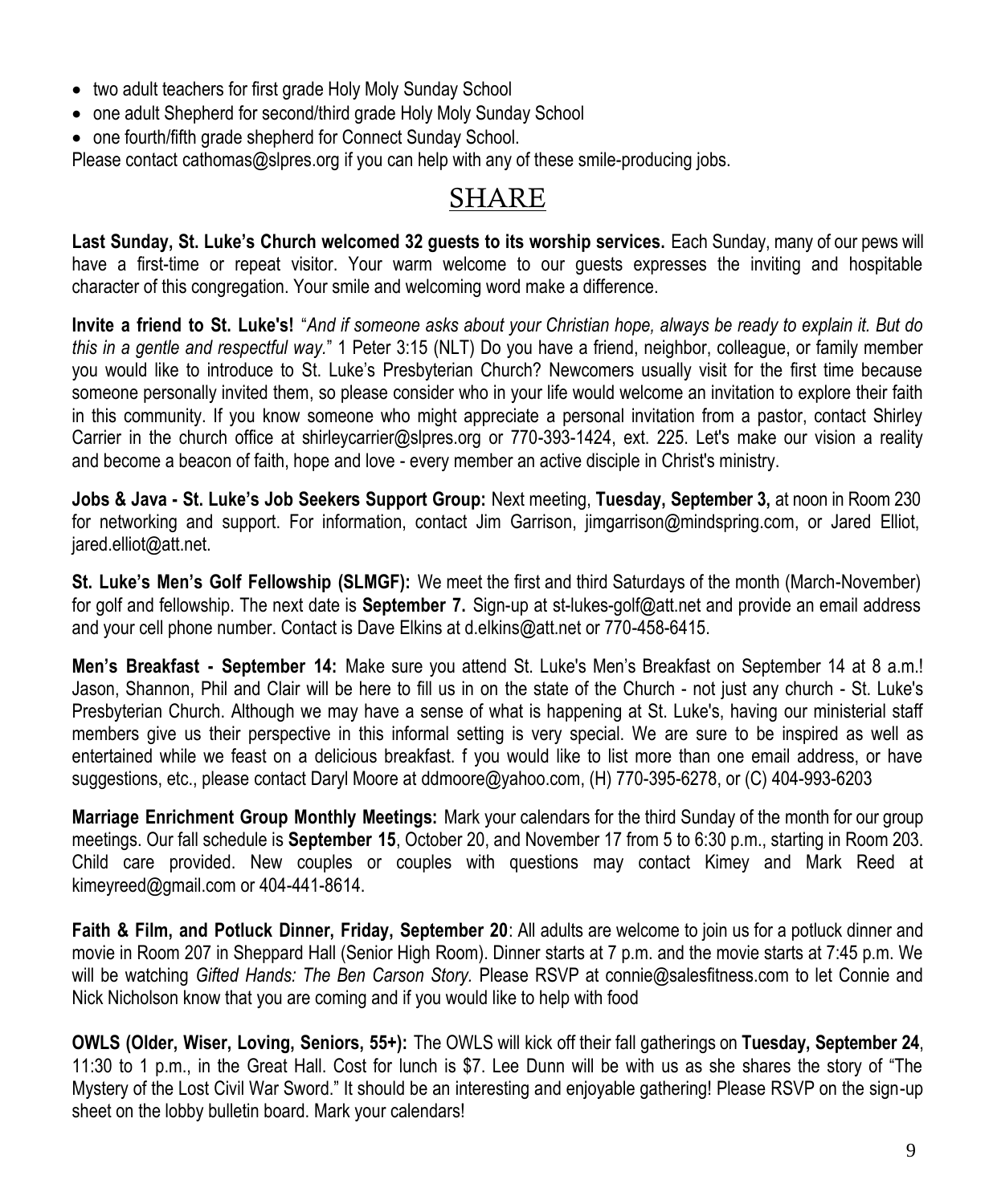- two adult teachers for first grade Holy Moly Sunday School
- one adult Shepherd for second/third grade Holy Moly Sunday School
- one fourth/fifth grade shepherd for Connect Sunday School.

Please contact cathomas@slpres.org if you can help with any of these smile-producing jobs.

## SHARE

**Last Sunday, St. Luke's Church welcomed 32 guests to its worship services.** Each Sunday, many of our pews will have a first-time or repeat visitor. Your warm welcome to our guests expresses the inviting and hospitable character of this congregation. Your smile and welcoming word make a difference.

**Invite a friend to St. Luke's!** "*And if someone asks about your Christian hope, always be ready to explain it. But do this in a gentle and respectful way.*" 1 Peter 3:15 (NLT) Do you have a friend, neighbor, colleague, or family member you would like to introduce to St. Luke's Presbyterian Church? Newcomers usually visit for the first time because someone personally invited them, so please consider who in your life would welcome an invitation to explore their faith in this community. If you know someone who might appreciate a personal invitation from a pastor, contact Shirley Carrier in the church office at shirleycarrier@slpres.org or 770-393-1424, ext. 225. Let's make our vision a reality and become a beacon of faith, hope and love - every member an active disciple in Christ's ministry.

**Jobs & Java - St. Luke's Job Seekers Support Group:** Next meeting, **Tuesday, September 3,** at noon in Room 230 for networking and support. For information, contact Jim Garrison, jimgarrison@mindspring.com, or Jared Elliot, jared.elliot@att.net.

**St. Luke's Men's Golf Fellowship (SLMGF):** We meet the first and third Saturdays of the month (March-November) for golf and fellowship. The next date is **September 7.** Sign-up at st-lukes-golf@att.net and provide an email address and your cell phone number. Contact is Dave Elkins at d.elkins@att.net or 770-458-6415.

**Men's Breakfast - September 14:** Make sure you attend St. Luke's Men's Breakfast on September 14 at 8 a.m.! Jason, Shannon, Phil and Clair will be here to fill us in on the state of the Church - not just any church - St. Luke's Presbyterian Church. Although we may have a sense of what is happening at St. Luke's, having our ministerial staff members give us their perspective in this informal setting is very special. We are sure to be inspired as well as entertained while we feast on a delicious breakfast. f you would like to list more than one email address, or have suggestions, etc., please contact Daryl Moore at ddmoore@yahoo.com, (H) 770-395-6278, or (C) 404-993-6203

**Marriage Enrichment Group Monthly Meetings:** Mark your calendars for the third Sunday of the month for our group meetings. Our fall schedule is **September 15**, October 20, and November 17 from 5 to 6:30 p.m., starting in Room 203. Child care provided. New couples or couples with questions may contact Kimey and Mark Reed at kimeyreed@gmail.com or 404-441-8614.

**Faith & Film, and Potluck Dinner, Friday, September 20**: All adults are welcome to join us for a potluck dinner and movie in Room 207 in Sheppard Hall (Senior High Room). Dinner starts at 7 p.m. and the movie starts at 7:45 p.m. We will be watching *Gifted Hands: The Ben Carson Story.* Please RSVP at connie@salesfitness.com to let Connie and Nick Nicholson know that you are coming and if you would like to help with food

**OWLS (Older, Wiser, Loving, Seniors, 55+):** The OWLS will kick off their fall gatherings on **Tuesday, September 24**, 11:30 to 1 p.m., in the Great Hall. Cost for lunch is $7. Lee Dunn will be with us as she shares the story of "The Mystery of the Lost Civil War Sword." It should be an interesting and enjoyable gathering! Please RSVP on the sign-up sheet on the lobby bulletin board. Mark your calendars!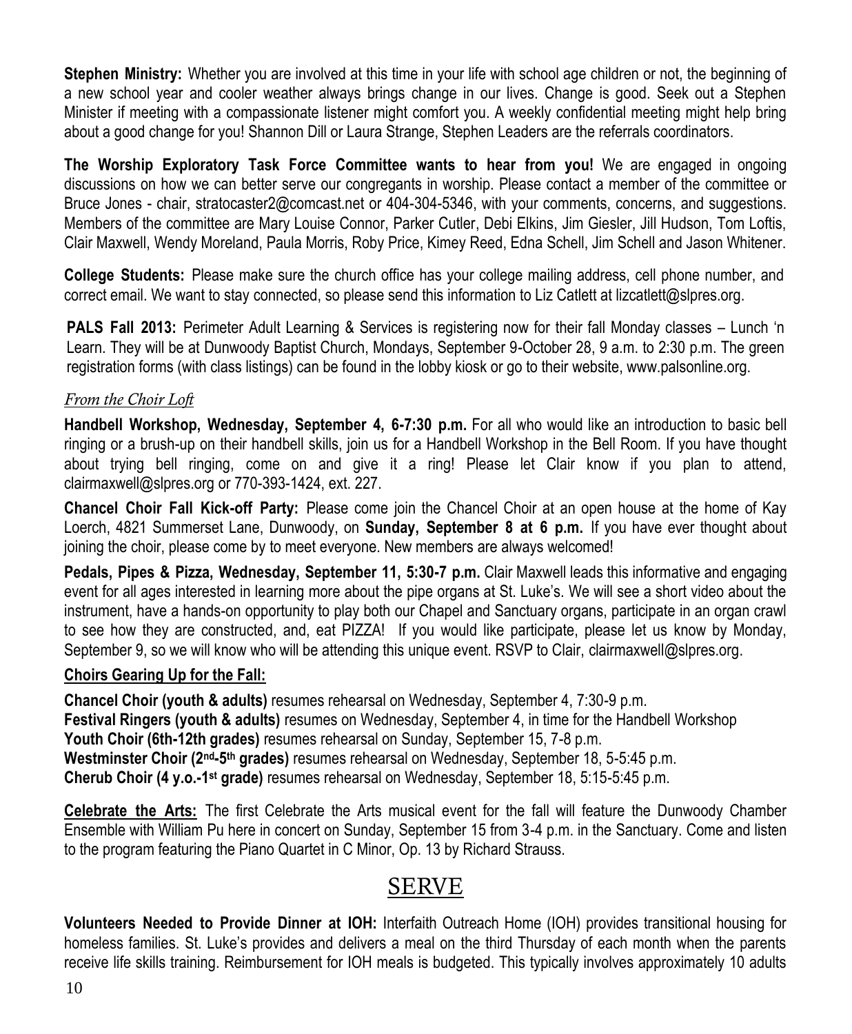**Stephen Ministry:** Whether you are involved at this time in your life with school age children or not, the beginning of a new school year and cooler weather always brings change in our lives. Change is good. Seek out a Stephen Minister if meeting with a compassionate listener might comfort you. A weekly confidential meeting might help bring about a good change for you! Shannon Dill or Laura Strange, Stephen Leaders are the referrals coordinators.

**The Worship Exploratory Task Force Committee wants to hear from you!** We are engaged in ongoing discussions on how we can better serve our congregants in worship. Please contact a member of the committee or Bruce Jones - chair, stratocaster2@comcast.net or 404-304-5346, with your comments, concerns, and suggestions. Members of the committee are Mary Louise Connor, Parker Cutler, Debi Elkins, Jim Giesler, Jill Hudson, Tom Loftis, Clair Maxwell, Wendy Moreland, Paula Morris, Roby Price, Kimey Reed, Edna Schell, Jim Schell and Jason Whitener.

**College Students:** Please make sure the church office has your college mailing address, cell phone number, and correct email. We want to stay connected, so please send this information to Liz Catlett at lizcatlett@slpres.org.

**PALS Fall 2013:** Perimeter Adult Learning & Services is registering now for their fall Monday classes – Lunch 'n Learn. They will be at Dunwoody Baptist Church, Mondays, September 9-October 28, 9 a.m. to 2:30 p.m. The green registration forms (with class listings) can be found in the lobby kiosk or go to their website, www.palsonline.org.

*From the Choir Loft*

**Handbell Workshop, Wednesday, September 4, 6-7:30 p.m.** For all who would like an introduction to basic bell ringing or a brush-up on their handbell skills, join us for a Handbell Workshop in the Bell Room. If you have thought about trying bell ringing, come on and give it a ring! Please let Clair know if you plan to attend, clairmaxwell@slpres.org or 770-393-1424, ext. 227.

**Chancel Choir Fall Kick-off Party:** Please come join the Chancel Choir at an open house at the home of Kay Loerch, 4821 Summerset Lane, Dunwoody, on **Sunday, September 8 at 6 p.m.** If you have ever thought about joining the choir, please come by to meet everyone. New members are always welcomed!

**Pedals, Pipes & Pizza, Wednesday, September 11, 5:30-7 p.m.** Clair Maxwell leads this informative and engaging event for all ages interested in learning more about the pipe organs at St. Luke's. We will see a short video about the instrument, have a hands-on opportunity to play both our Chapel and Sanctuary organs, participate in an organ crawl to see how they are constructed, and, eat PIZZA! If you would like participate, please let us know by Monday, September 9, so we will know who will be attending this unique event. RSVP to Clair, clairmaxwell@slpres.org.

**Choirs Gearing Up for the Fall:**

**Chancel Choir (youth & adults)** resumes rehearsal on Wednesday, September 4, 7:30-9 p.m.
**Festival Ringers (youth & adults)** resumes on Wednesday, September 4, in time for the Handbell Workshop
**Youth Choir (6th-12th grades)** resumes rehearsal on Sunday, September 15, 7-8 p.m.
**Westminster Choir (2nd-5th grades)** resumes rehearsal on Wednesday, September 18, 5-5:45 p.m.
**Cherub Choir (4 y.o.-1st grade)** resumes rehearsal on Wednesday, September 18, 5:15-5:45 p.m.

**Celebrate the Arts:** The first Celebrate the Arts musical event for the fall will feature the Dunwoody Chamber Ensemble with William Pu here in concert on Sunday, September 15 from 3-4 p.m. in the Sanctuary. Come and listen to the program featuring the Piano Quartet in C Minor, Op. 13 by Richard Strauss.

## SERVE

**Volunteers Needed to Provide Dinner at IOH:** Interfaith Outreach Home (IOH) provides transitional housing for homeless families. St. Luke's provides and delivers a meal on the third Thursday of each month when the parents receive life skills training. Reimbursement for IOH meals is budgeted. This typically involves approximately 10 adults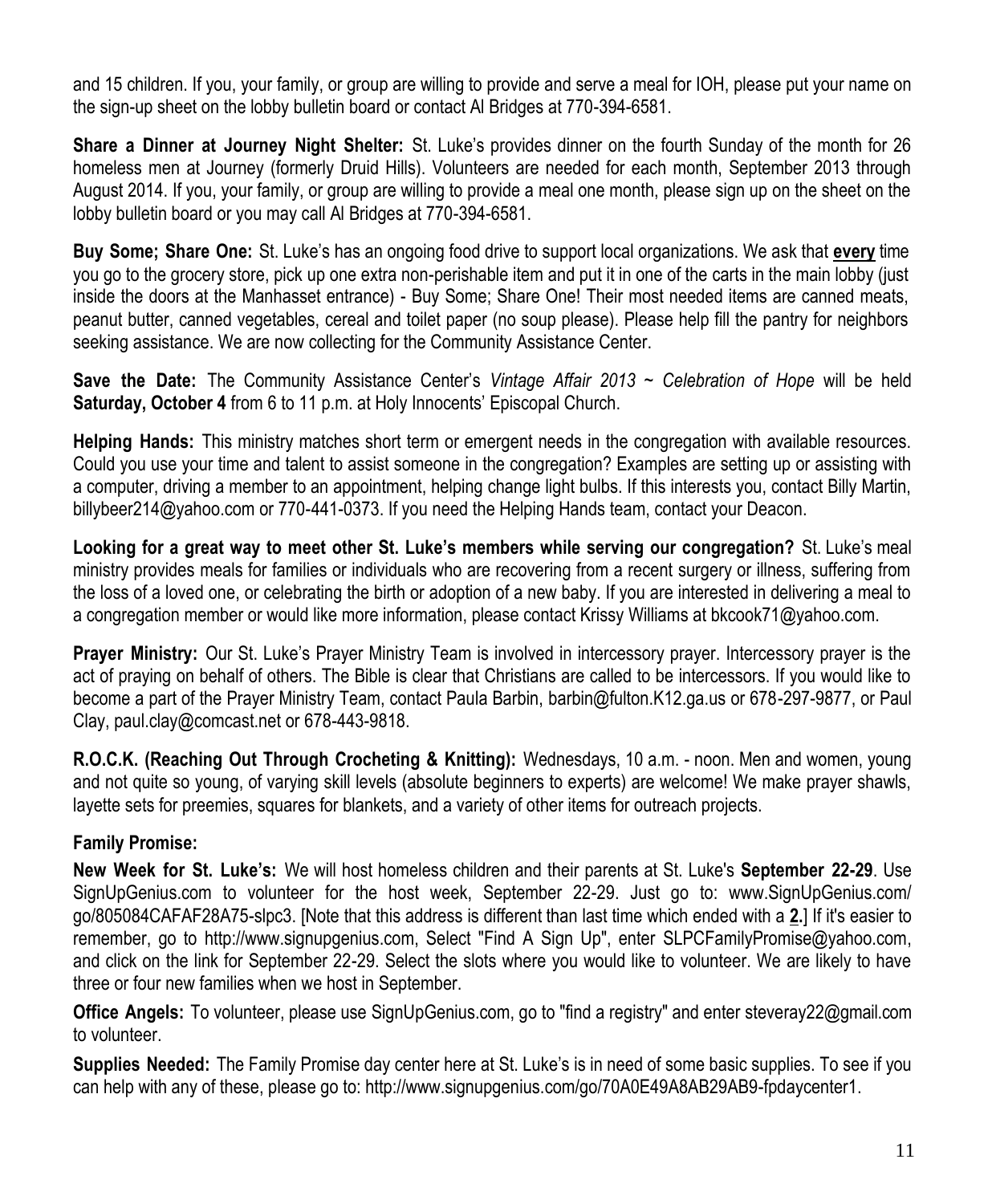and 15 children. If you, your family, or group are willing to provide and serve a meal for IOH, please put your name on the sign-up sheet on the lobby bulletin board or contact Al Bridges at 770-394-6581.

**Share a Dinner at Journey Night Shelter:** St. Luke's provides dinner on the fourth Sunday of the month for 26 homeless men at Journey (formerly Druid Hills). Volunteers are needed for each month, September 2013 through August 2014. If you, your family, or group are willing to provide a meal one month, please sign up on the sheet on the lobby bulletin board or you may call Al Bridges at 770-394-6581.

**Buy Some; Share One:** St. Luke's has an ongoing food drive to support local organizations. We ask that **<u>every</u>** time you go to the grocery store, pick up one extra non-perishable item and put it in one of the carts in the main lobby (just inside the doors at the Manhasset entrance) - Buy Some; Share One! Their most needed items are canned meats, peanut butter, canned vegetables, cereal and toilet paper (no soup please). Please help fill the pantry for neighbors seeking assistance. We are now collecting for the Community Assistance Center.

**Save the Date:** The Community Assistance Center's *Vintage Affair 2013 ~ Celebration of Hope* will be held **Saturday, October 4** from 6 to 11 p.m. at Holy Innocents' Episcopal Church.

**Helping Hands:** This ministry matches short term or emergent needs in the congregation with available resources. Could you use your time and talent to assist someone in the congregation? Examples are setting up or assisting with a computer, driving a member to an appointment, helping change light bulbs. If this interests you, contact Billy Martin, billybeer214@yahoo.com or 770-441-0373. If you need the Helping Hands team, contact your Deacon.

**Looking for a great way to meet other St. Luke's members while serving our congregation?** St. Luke's meal ministry provides meals for families or individuals who are recovering from a recent surgery or illness, suffering from the loss of a loved one, or celebrating the birth or adoption of a new baby. If you are interested in delivering a meal to a congregation member or would like more information, please contact Krissy Williams at bkcook71@yahoo.com.

**Prayer Ministry:** Our St. Luke's Prayer Ministry Team is involved in intercessory prayer. Intercessory prayer is the act of praying on behalf of others. The Bible is clear that Christians are called to be intercessors. If you would like to become a part of the Prayer Ministry Team, contact Paula Barbin, barbin@fulton.K12.ga.us or 678-297-9877, or Paul Clay, paul.clay@comcast.net or 678-443-9818.

**R.O.C.K. (Reaching Out Through Crocheting & Knitting):** Wednesdays, 10 a.m. - noon. Men and women, young and not quite so young, of varying skill levels (absolute beginners to experts) are welcome! We make prayer shawls, layette sets for preemies, squares for blankets, and a variety of other items for outreach projects.

**Family Promise:**

**New Week for St. Luke's:** We will host homeless children and their parents at St. Luke's **September 22-29**. Use SignUpGenius.com to volunteer for the host week, September 22-29. Just go to: www.SignUpGenius.com/go/805084CAFAF28A75-slpc3. [Note that this address is different than last time which ended with a **<u>2</u>**.] If it's easier to remember, go to http://www.signupgenius.com, Select "Find A Sign Up", enter SLPCFamilyPromise@yahoo.com, and click on the link for September 22-29. Select the slots where you would like to volunteer. We are likely to have three or four new families when we host in September.

**Office Angels:** To volunteer, please use SignUpGenius.com, go to "find a registry" and enter steveray22@gmail.com to volunteer.

**Supplies Needed:** The Family Promise day center here at St. Luke's is in need of some basic supplies. To see if you can help with any of these, please go to: http://www.signupgenius.com/go/70A0E49A8AB29AB9-fpdaycenter1.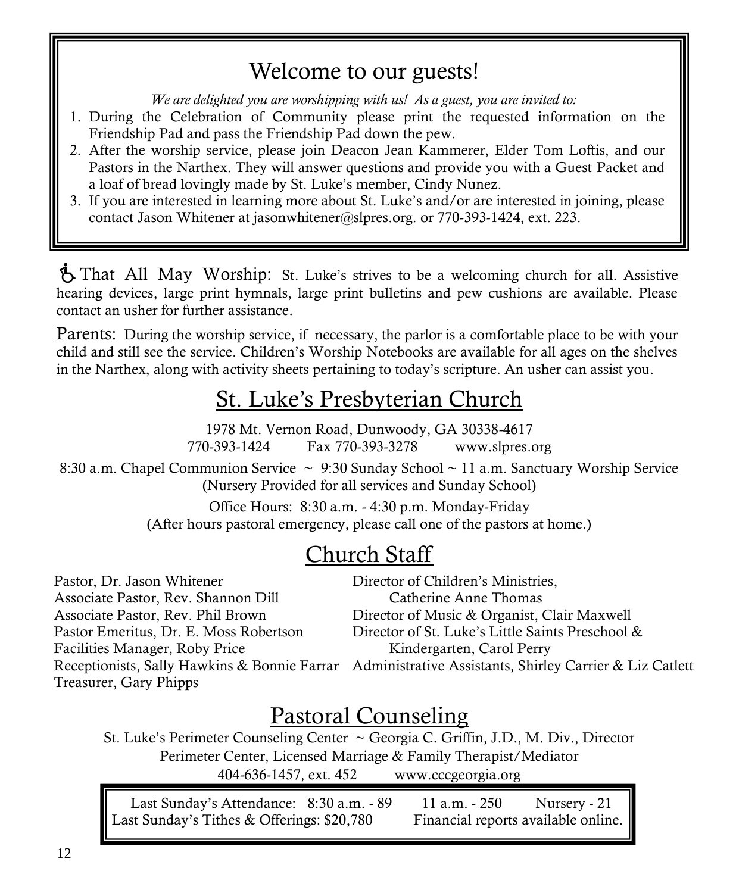## Welcome to our guests!

*We are delighted you are worshipping with us! As a guest, you are invited to:*

1. During the Celebration of Community please print the requested information on the Friendship Pad and pass the Friendship Pad down the pew.
2. After the worship service, please join Deacon Jean Kammerer, Elder Tom Loftis, and our Pastors in the Narthex. They will answer questions and provide you with a Guest Packet and a loaf of bread lovingly made by St. Luke's member, Cindy Nunez.
3. If you are interested in learning more about St. Luke's and/or are interested in joining, please contact Jason Whitener at jasonwhitener@slpres.org. or 770-393-1424, ext. 223.

♿ That All May Worship: St. Luke's strives to be a welcoming church for all. Assistive hearing devices, large print hymnals, large print bulletins and pew cushions are available. Please contact an usher for further assistance.

Parents: During the worship service, if necessary, the parlor is a comfortable place to be with your child and still see the service. Children's Worship Notebooks are available for all ages on the shelves in the Narthex, along with activity sheets pertaining to today's scripture. An usher can assist you.

## St. Luke's Presbyterian Church

1978 Mt. Vernon Road, Dunwoody, GA 30338-4617

770-393-1424 Fax 770-393-3278 www.slpres.org

8:30 a.m. Chapel Communion Service ~ 9:30 Sunday School ~ 11 a.m. Sanctuary Worship Service

(Nursery Provided for all services and Sunday School)

Office Hours: 8:30 a.m. - 4:30 p.m. Monday-Friday

(After hours pastoral emergency, please call one of the pastors at home.)

## Church Staff

Pastor, Dr. Jason Whitener
Associate Pastor, Rev. Shannon Dill
Associate Pastor, Rev. Phil Brown
Pastor Emeritus, Dr. E. Moss Robertson
Facilities Manager, Roby Price
Receptionists, Sally Hawkins & Bonnie Farrar
Treasurer, Gary Phipps

Director of Children's Ministries, Catherine Anne Thomas
Director of Music & Organist, Clair Maxwell
Director of St. Luke's Little Saints Preschool & Kindergarten, Carol Perry
Administrative Assistants, Shirley Carrier & Liz Catlett

## Pastoral Counseling

St. Luke's Perimeter Counseling Center ~ Georgia C. Griffin, J.D., M. Div., Director

Perimeter Center, Licensed Marriage & Family Therapist/Mediator

404-636-1457, ext. 452 www.cccgeorgia.org

Last Sunday's Attendance: 8:30 a.m. - 89 11 a.m. - 250 Nursery - 21

Last Sunday's Tithes & Offerings: $20,780 Financial reports available online.